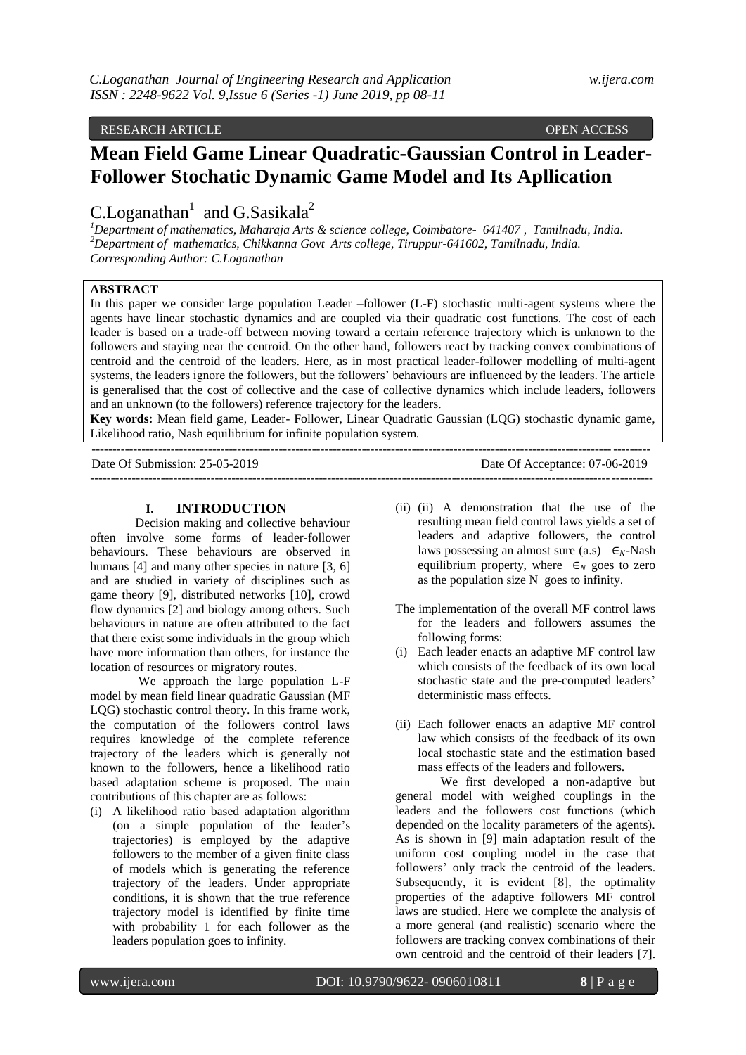RESEARCH ARTICLE OPEN ACCESS

# Mean Field Game Linear Quadratic-Gaussian Control in Leader-Follower Stochatic Dynamic Game Model and Its Apllication

C.Loganathan[1] and G.Sasikala[2]

[1]Department of mathematics, Maharaja Arts & science college, Coimbatore- 641407 , Tamilnadu, India.
[2]Department of mathematics, Chikkanna Govt Arts college, Tiruppur-641602, Tamilnadu, India.
Corresponding Author: C.Loganathan

**ABSTRACT**

In this paper we consider large population Leader –follower (L-F) stochastic multi-agent systems where the agents have linear stochastic dynamics and are coupled via their quadratic cost functions. The cost of each leader is based on a trade-off between moving toward a certain reference trajectory which is unknown to the followers and staying near the centroid. On the other hand, followers react by tracking convex combinations of centroid and the centroid of the leaders. Here, as in most practical leader-follower modelling of multi-agent systems, the leaders ignore the followers, but the followers' behaviours are influenced by the leaders. The article is generalised that the cost of collective and the case of collective dynamics which include leaders, followers and an unknown (to the followers) reference trajectory for the leaders.

**Key words:** Mean field game, Leader- Follower, Linear Quadratic Gaussian (LQG) stochastic dynamic game, Likelihood ratio, Nash equilibrium for infinite population system.

Date Of Submission: 25-05-2019 Date Of Acceptance: 07-06-2019

## I. INTRODUCTION

Decision making and collective behaviour often involve some forms of leader-follower behaviours. These behaviours are observed in humans [4] and many other species in nature [3, 6] and are studied in variety of disciplines such as game theory [9], distributed networks [10], crowd flow dynamics [2] and biology among others. Such behaviours in nature are often attributed to the fact that there exist some individuals in the group which have more information than others, for instance the location of resources or migratory routes.

We approach the large population L-F model by mean field linear quadratic Gaussian (MF LQG) stochastic control theory. In this frame work, the computation of the followers control laws requires knowledge of the complete reference trajectory of the leaders which is generally not known to the followers, hence a likelihood ratio based adaptation scheme is proposed. The main contributions of this chapter are as follows:

(i) A likelihood ratio based adaptation algorithm (on a simple population of the leader's trajectories) is employed by the adaptive followers to the member of a given finite class of models which is generating the reference trajectory of the leaders. Under appropriate conditions, it is shown that the true reference trajectory model is identified by finite time with probability 1 for each follower as the leaders population goes to infinity.

(ii) (ii) A demonstration that the use of the resulting mean field control laws yields a set of leaders and adaptive followers, the control laws possessing an almost sure (a.s) $\epsilon_N$-Nash equilibrium property, where $\epsilon_N$ goes to zero as the population size N goes to infinity.

The implementation of the overall MF control laws for the leaders and followers assumes the following forms:

(i) Each leader enacts an adaptive MF control law which consists of the feedback of its own local stochastic state and the pre-computed leaders' deterministic mass effects.

(ii) Each follower enacts an adaptive MF control law which consists of the feedback of its own local stochastic state and the estimation based mass effects of the leaders and followers.

We first developed a non-adaptive but general model with weighed couplings in the leaders and the followers cost functions (which depended on the locality parameters of the agents). As is shown in [9] main adaptation result of the uniform cost coupling model in the case that followers' only track the centroid of the leaders. Subsequently, it is evident [8], the optimality properties of the adaptive followers MF control laws are studied. Here we complete the analysis of a more general (and realistic) scenario where the followers are tracking convex combinations of their own centroid and the centroid of their leaders [7].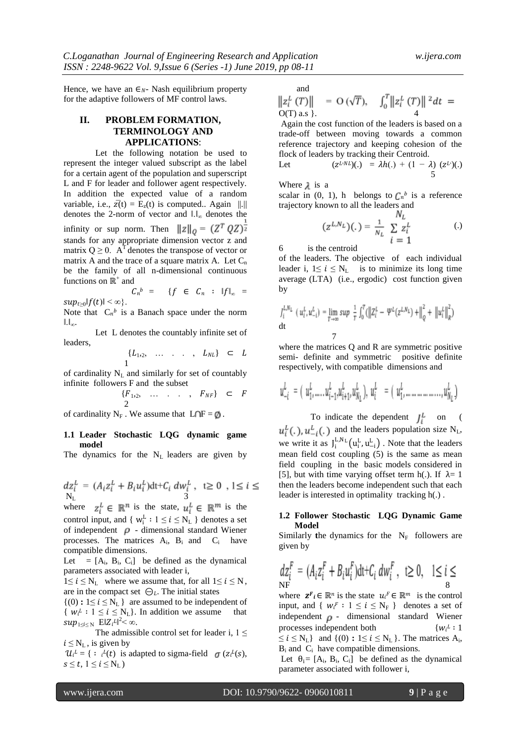Hence, we have an $\in_N$- Nash equilibrium property for the adaptive followers of MF control laws.

## II. PROBLEM FORMATION, TERMINOLOGY AND APPLICATIONS:

Let the following notation be used to represent the integer valued subscript as the label for a certain agent of the population and superscript L and F for leader and follower agent respectively. In addition the expected value of a random variable, i.e., $\bar{z}(t) = E_z(t)$ is computed.. Again $\|.\|$ denotes the 2-norm of vector and $\|.\|_\infty$ denotes the infinity or sup norm. Then $\|z\|_Q = (Z^T QZ)^{\frac{1}{2}}$ stands for any appropriate dimension vector z and matrix $Q \geq 0$. $A^T$ denotes the transpose of vector or matrix A and the trace of a square matrix A. Let $C_n$ be the family of all n-dimensional continuous functions on $\mathbb{R}^+$ and

$$C_n{}^b = \{ f \in C_n : \|f\|_\infty = sup_{t\geq 0}\|f(t)\| < \infty\}.$$

Note that $C_n{}^b$ is a Banach space under the norm $\|.\|_\infty$.

Let L denotes the countably infinite set of leaders,

$$\{L_{1,2}, \ \ldots \ . \ . \ , \ L_{NL}\} \subset L \qquad 1$$

of cardinality $N_L$ and similarly for set of countably infinite followers F and the subset

$$\{F_{1,2}, \ \ldots \ . \ . \ , \ F_{NF}\} \subset F \qquad 2$$

of cardinality $N_F$. We assume that $L \cap F = \emptyset$.

### 1.1 Leader Stochastic LQG dynamic game model

The dynamics for the $N_L$ leaders are given by

$$dz_i^L = (A_i z_i^L + B_i u_i^L)dt + C_i\, dw_i^L, \ \ t \geq 0 \ , 1 \leq i \leq N_L \qquad 3$$

where $z_i^L \in \mathbb{R}^n$ is the state, $u_i^L \in \mathbb{R}^m$ is the control input, and $\{ w_i^L : 1 \leq i \leq N_L \}$ denotes a set of independent $\rho$ - dimensional standard Wiener processes. The matrices $A_i$, $B_i$ and $C_i$ have compatible dimensions.

Let $= [A_i, B_i, C_i]$ be defined as the dynamical parameters associated with leader i,

$1\leq i \leq N_L$ where we assume that, for all $1\leq i \leq N$, are in the compact set $\ominus_L$. The initial states

$\{(0) : 1\leq i \leq N_L\}$ are assumed to be independent of $\{ w_i^L : 1 \leq i \leq N_L\}$. In addition we assume that $sup_{1\leq i\leq N}\ E\|Z_i^L\|^2 < \infty$.

The admissible control set for leader i, $1 \leq i \leq N_L$, is given by

$\mathcal{U}_i^L = \{ : {}_i^L(t)$ is adapted to sigma-field $\sigma\,(z_i^L(s), s \leq t, 1 \leq i \leq N_L)$

and

$$\|z_i^L(T)\| = O(\sqrt{T}), \quad \int_0^T \|z_i^L(T)\|^2 dt = O(T) \text{ a.s } \}. \qquad 4$$

Again the cost function of the leaders is based on a trade-off between moving towards a common reference trajectory and keeping cohesion of the flock of leaders by tracking their Centroid.

Let

$$(z^{L,NL})(.) = \lambda h(.) + (1-\lambda)\,(z^{L})(.) \qquad 5$$

Where $\lambda$ is a scalar in (0, 1), h belongs to $C_n{}^b$ is a reference trajectory known to all the leaders and

$$(z^{L,N_L})(.) = \frac{1}{N_L} \sum_{i=1}^{N_L} z_i^L \qquad (.)\ 6$$

is the centroid of the leaders. The objective of each individual leader i, $1\leq i \leq N_L$ is to minimize its long time average (LTA) (i.e., ergodic) cost function given by

$$J_i^{L,N_L}(u_i^L, u_{-i}^L) = \lim_{T\to\infty} sup\ \frac{1}{T}\int_0^T (\|Z_i^L - \Psi^L(z^{L,N_L}) + \|_Q^2 + \|u_i^L\|_R^2)\, dt \qquad 7$$

where the matrices Q and R are symmetric positive semi- definite and symmetric positive definite respectively, with compatible dimensions and

$$u_{-i}^L = (u_1^L, \ldots, u_{i-1}^L, u_{i+1}^L, u_{N_L}^L), \quad u_i^L = (u_1^L, \ldots\ldots\ldots, u_{N_L}^L)$$

To indicate the dependent $J_i^L$ on $(u_i^L(.), u_{-i}^L(.))$ and the leaders population size $N_L$, we write it as $J_i^{L,N_L}(u_i^L, u_{-i}^L)$. Note that the leaders mean field cost coupling (5) is the same as mean field coupling in the basic models considered in [5], but with time varying offset term h(.). If $\lambda = 1$ then the leaders become independent such that each leader is interested in optimality tracking h(.).

### 1.2 Follower Stochastic LQG Dynamic Game Model

Similarly the dynamics for the $N_F$ followers are given by

$$dz_i^F = (A_i z_i^F + B_i u_i^F)dt + C_i\, dw_i^F, \ \ t \geq 0, \ \ 1 \leq i \leq NF \qquad 8$$

where $z^F{}_i \in \mathbb{R}^n$ is the state $u_i^F \in \mathbb{R}^m$ is the control input, and $\{ w_i^F : 1 \leq i \leq N_F \}$ denotes a set of independent $\rho$ - dimensional standard Wiener processes independent both $\{w_i^L : 1 \leq i \leq N_L\}$ and $\{(0) : 1\leq i \leq N_L\}$. The matrices $A_i$, $B_i$ and $C_i$ have compatible dimensions.

Let $\theta_i = [A_i, B_i, C_i]$ be defined as the dynamical parameter associated with follower i,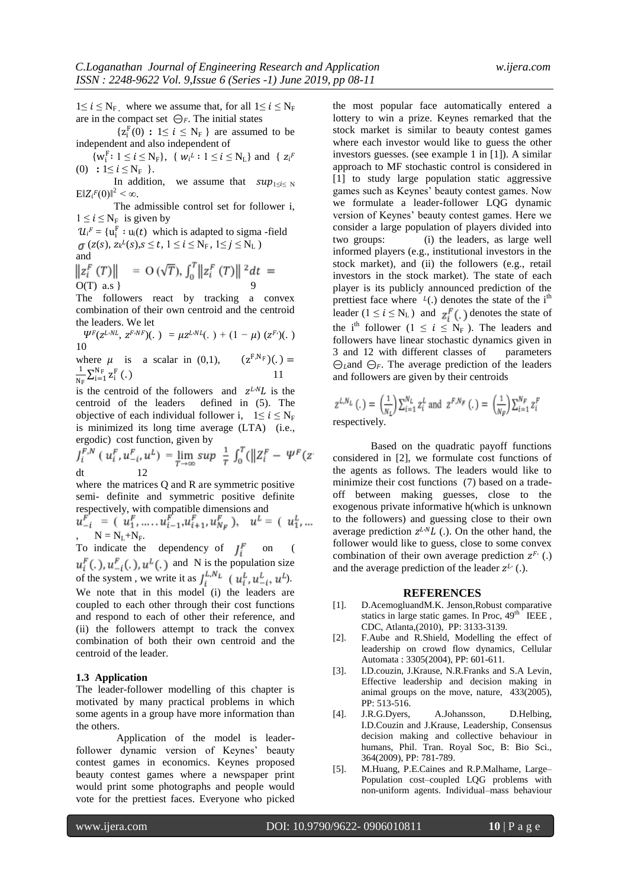$1 \leq i \leq N_F$, where we assume that, for all $1 \leq i \leq N_F$ are in the compact set $\ominus_F$. The initial states

$\{z_i^F(0) : 1 \leq i \leq N_F\}$ are assumed to be independent and also independent of

$\{w_i^F : 1 \leq i \leq N_F\}$, $\{w_i^L : 1 \leq i \leq N_L\}$ and $\{z_i^F(0) : 1 \leq i \leq N_F\}$.

In addition, we assume that $sup_{1 \leq i \leq N} E\|Z_i^F(0)\|^2 < \infty$.

The admissible control set for follower i, $1 \leq i \leq N_F$ is given by

$\mathcal{U}_i^F = \{u_i^F : u_i(t)$ which is adapted to sigma -field $\sigma(z(s), z_k^L(s), s \leq t, 1 \leq i \leq N_F, 1 \leq j \leq N_L)$ and

$$\|z_i^F(T)\| = O(\sqrt{T}), \int_0^T \|z_i^F(T)\|^2 dt = O(T) \text{ a.s}\} \quad 9$$

The followers react by tracking a convex combination of their own centroid and the centroid the leaders. We let

$$\Psi^F(z^{L,NL}, z^{F,NF})(.) = \mu z^{L,NL}(.) + (1-\mu)(z^{F,})(.) \quad 10$$

where $\mu$ is a scalar in (0,1), $(z^{F,N_F})(.) = \frac{1}{N_F}\sum_{i=1}^{N_F} z_i^F(.)$ 11

is the centroid of the followers and $z^{L,N}L$ is the centroid of the leaders defined in (5). The objective of each individual follower i, $1 \leq i \leq N_F$ is minimized its long time average (LTA) (i.e., ergodic) cost function, given by

$$J_i^{F,N}(u_i^F, u_{-i}^F, u^L) = \lim_{T\to\infty} sup \frac{1}{T}\int_0^T (\|Z_i^F - \Psi^F(z \quad dt \quad 12$$

where the matrices Q and R are symmetric positive semi- definite and symmetric positive definite respectively, with compatible dimensions and $u_{-i}^F = (u_1^F, \ldots, u_{i-1}^F, u_{i+1}^F, u_{N_F}^F)$, $u^L = (u_1^L, \ldots$, $N = N_L + N_F$.

To indicate the dependency of $J_i^F$ on ( $u_i^F(.), u_{-i}^F(.), u^L(.)$ and N is the population size of the system, we write it as $J_i^{L,N_L}(u_i^L, u_{-i}^L, u^L)$.

We note that in this model (i) the leaders are coupled to each other through their cost functions and respond to each of other their reference, and (ii) the followers attempt to track the convex combination of both their own centroid and the centroid of the leader.

### 1.3 Application

The leader-follower modelling of this chapter is motivated by many practical problems in which some agents in a group have more information than the others.

Application of the model is leader-follower dynamic version of Keynes' beauty contest games in economics. Keynes proposed beauty contest games where a newspaper print would print some photographs and people would vote for the prettiest faces. Everyone who picked the most popular face automatically entered a lottery to win a prize. Keynes remarked that the stock market is similar to beauty contest games where each investor would like to guess the other investors guesses. (see example 1 in [1]). A similar approach to MF stochastic control is considered in [1] to study large population static aggressive games such as Keynes' beauty contest games. Now we formulate a leader-follower LQG dynamic version of Keynes' beauty contest games. Here we consider a large population of players divided into two groups: (i) the leaders, as large well informed players (e.g., institutional investors in the stock market), and (ii) the followers (e.g., retail investors in the stock market). The state of each player is its publicly announced prediction of the prettiest face where $^L(.)$ denotes the state of the i[th] leader $(1 \leq i \leq N_L)$ and $z_i^F(.)$ denotes the state of the i[th] follower $(1 \leq i \leq N_F)$. The leaders and followers have linear stochastic dynamics given in 3 and 12 with different classes of parameters $\ominus_L$ and $\ominus_F$. The average prediction of the leaders and followers are given by their centroids

$$z^{L,N_L}(.) = \left(\frac{1}{N_L}\right)\sum_{i=1}^{N_L} z_i^L \text{ and } z^{F,N_F}(.) = \left(\frac{1}{N_F}\right)\sum_{i=1}^{N_F} z_i^F$$

respectively.

Based on the quadratic payoff functions considered in [2], we formulate cost functions of the agents as follows. The leaders would like to minimize their cost functions (7) based on a trade-off between making guesses, close to the exogenous private informative h(which is unknown to the followers) and guessing close to their own average prediction $z^{L,N}L$ (.). On the other hand, the follower would like to guess, close to some convex combination of their own average prediction $z^{F,}$ (.) and the average prediction of the leader $z^{L,}$ (.).

## REFERENCES

[1]. D.AcemogluandM.K. Jenson,Robust comparative statics in large static games. In Proc, 49[th] IEEE , CDC, Atlanta,(2010), PP: 3133-3139.

[2]. F.Aube and R.Shield, Modelling the effect of leadership on crowd flow dynamics, Cellular Automata : 3305(2004), PP: 601-611.

[3]. I.D.couzin, J.Krause, N.R.Franks and S.A Levin, Effective leadership and decision making in animal groups on the move, nature, 433(2005), PP: 513-516.

[4]. J.R.G.Dyers, A.Johansson, D.Helbing, I.D.Couzin and J.Krause, Leadership, Consensus decision making and collective behaviour in humans, Phil. Tran. Royal Soc, B: Bio Sci., 364(2009), PP: 781-789.

[5]. M.Huang, P.E.Caines and R.P.Malhame, Large–Population cost–coupled LQG problems with non-uniform agents. Individual–mass behaviour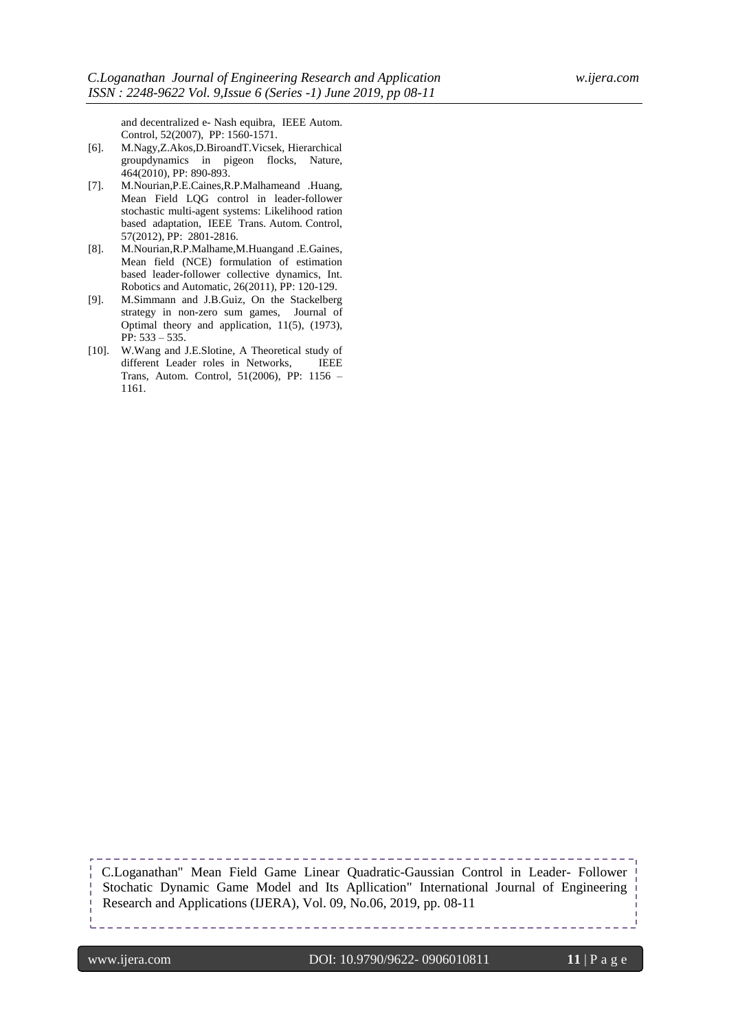and decentralized e- Nash equibra, IEEE Autom. Control, 52(2007), PP: 1560-1571.

[6]. M.Nagy,Z.Akos,D.BiroandT.Vicsek, Hierarchical groupdynamics in pigeon flocks, Nature, 464(2010), PP: 890-893.

[7]. M.Nourian,P.E.Caines,R.P.Malhameand .Huang, Mean Field LQG control in leader-follower stochastic multi-agent systems: Likelihood ration based adaptation, IEEE Trans. Autom. Control, 57(2012), PP: 2801-2816.

[8]. M.Nourian,R.P.Malhame,M.Huangand .E.Gaines, Mean field (NCE) formulation of estimation based leader-follower collective dynamics, Int. Robotics and Automatic, 26(2011), PP: 120-129.

[9]. M.Simmann and J.B.Guiz, On the Stackelberg strategy in non-zero sum games, Journal of Optimal theory and application, 11(5), (1973), PP: 533 – 535.

[10]. W.Wang and J.E.Slotine, A Theoretical study of different Leader roles in Networks, IEEE Trans, Autom. Control, 51(2006), PP: 1156 – 1161.

C.Loganathan" Mean Field Game Linear Quadratic-Gaussian Control in Leader- Follower Stochatic Dynamic Game Model and Its Apllication" International Journal of Engineering Research and Applications (IJERA), Vol. 09, No.06, 2019, pp. 08-11